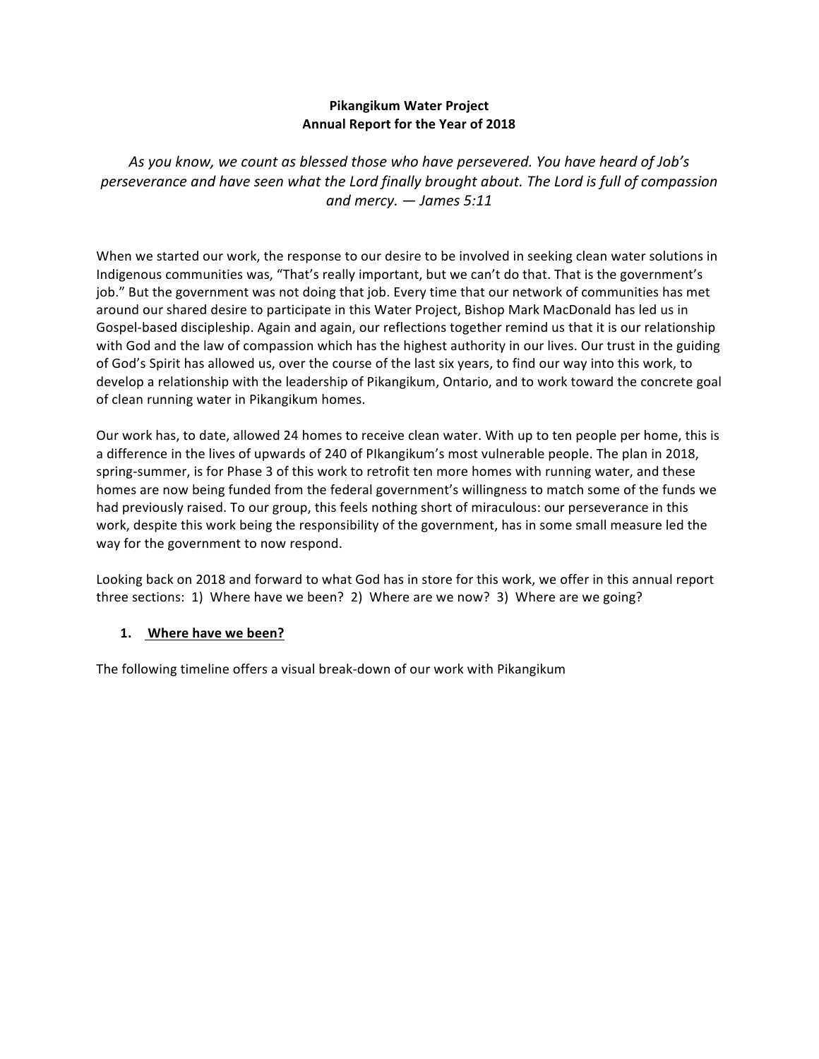**Pikangikum Water Project**
**Annual Report for the Year of 2018**

*As you know, we count as blessed those who have persevered. You have heard of Job's perseverance and have seen what the Lord finally brought about. The Lord is full of compassion and mercy. — James 5:11*

When we started our work, the response to our desire to be involved in seeking clean water solutions in Indigenous communities was, "That's really important, but we can't do that. That is the government's job." But the government was not doing that job. Every time that our network of communities has met around our shared desire to participate in this Water Project, Bishop Mark MacDonald has led us in Gospel-based discipleship. Again and again, our reflections together remind us that it is our relationship with God and the law of compassion which has the highest authority in our lives. Our trust in the guiding of God's Spirit has allowed us, over the course of the last six years, to find our way into this work, to develop a relationship with the leadership of Pikangikum, Ontario, and to work toward the concrete goal of clean running water in Pikangikum homes.

Our work has, to date, allowed 24 homes to receive clean water. With up to ten people per home, this is a difference in the lives of upwards of 240 of PIkangikum's most vulnerable people. The plan in 2018, spring-summer, is for Phase 3 of this work to retrofit ten more homes with running water, and these homes are now being funded from the federal government's willingness to match some of the funds we had previously raised. To our group, this feels nothing short of miraculous: our perseverance in this work, despite this work being the responsibility of the government, has in some small measure led the way for the government to now respond.

Looking back on 2018 and forward to what God has in store for this work, we offer in this annual report three sections: 1) Where have we been? 2) Where are we now? 3) Where are we going?

## 1. Where have we been?

The following timeline offers a visual break-down of our work with Pikangikum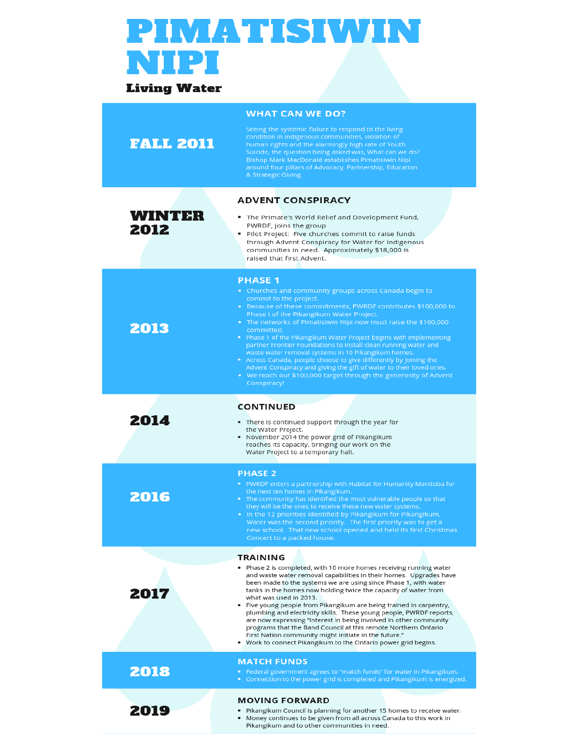# PIMATISIWIN NIPI

**Living Water**

## FALL 2011

### WHAT CAN WE DO?

Seeing the systemic failure to respond to the living condition in Indigenous communities, violation of human rights and the alarmingly high rate of Youth Suicide, the question being asked was, What can we do? Bishop Mark MacDonald establishes Pimatisiwin Nipi around four pillars of Advocacy, Partnership, Education & Strategic Giving.

## WINTER 2012

### ADVENT CONSPIRACY

- The Primate's World Relief and Development Fund, PWRDF, joins the group
- Pilot Project: Five churches commit to raise funds through Advent Conspiracy for Water for Indigenous communities in need. Approximately $18,000 is raised that first Advent.

## 2013

### PHASE 1

- Churches and community groups across Canada begin to commit to the project.
- Because of these commitments, PWRDF contributes $100,000 to Phase I of the Pikangikum Water Project.
- The networks of Pimatisiwin Nipi now must raise the $100,000 committed.
- Phase 1 of the Pikangikum Water Project begins with implementing partner Frontier Foundations to install clean running water and waste water removal systems in 10 Pikangikum homes.
- Across Canada, people choose to give differently by joining the Advent Conspiracy and giving the gift of water to their loved ones.
- We reach our $100,000 target through the generosity of Advent Conspiracy!

## 2014

### CONTINUED

- There is continued support through the year for the Water Project.
- November 2014 the power grid of Pikangikum reaches its capacity, bringing our work on the Water Project to a temporary halt.

## 2016

### PHASE 2

- PWRDF enters a partnership with Habitat for Humanity Manitoba for the next ten homes in Pikangikum.
- The community has identified the most vulnerable people so that they will be the ones to receive these new water systems.
- In the 12 priorities identified by Pikangikum for Pikangikum, Water was the second priority. The first priority was to get a new school. That new school opened and held its first Christmas Concert to a packed house.

## 2017

### TRAINING

- Phase 2 is completed, with 10 more homes receiving running water and waste water removal capabilities in their homes. Upgrades have been made to the systems we are using since Phase 1, with water tanks in the homes now holding twice the capacity of water from what was used in 2013.
- Five young people from Pikangikum are being trained in carpentry, plumbing and electricity skills. These young people, PWRDF reports, are now expressing "interest in being involved in other community programs that the Band Council at this remote Northern Ontario First Nation community might initiate in the future."
- Work to connect Pikangikum to the Ontario power grid begins.

## 2018

### MATCH FUNDS

- Federal government agrees to "match funds" for water in Pikangikum.
- Connection to the power grid is completed and Pikangikum is energized.

## 2019

### MOVING FORWARD

- Pikangikum Council is planning for another 15 homes to receive water.
- Money continues to be given from all across Canada to this work in Pikangikum and to other communities in need.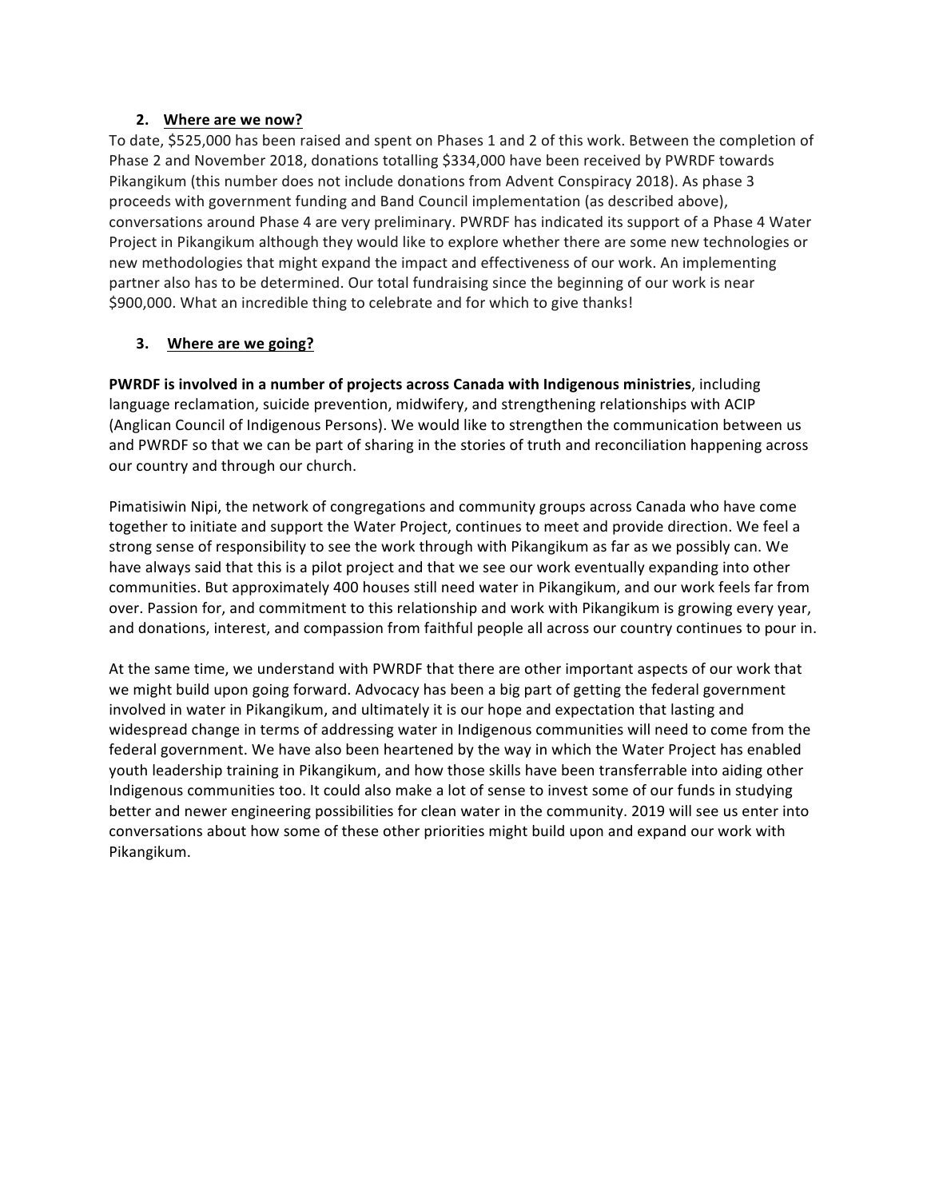## 2. <u>Where are we now?</u>

To date, $525,000 has been raised and spent on Phases 1 and 2 of this work. Between the completion of Phase 2 and November 2018, donations totalling $334,000 have been received by PWRDF towards Pikangikum (this number does not include donations from Advent Conspiracy 2018). As phase 3 proceeds with government funding and Band Council implementation (as described above), conversations around Phase 4 are very preliminary. PWRDF has indicated its support of a Phase 4 Water Project in Pikangikum although they would like to explore whether there are some new technologies or new methodologies that might expand the impact and effectiveness of our work. An implementing partner also has to be determined. Our total fundraising since the beginning of our work is near $900,000. What an incredible thing to celebrate and for which to give thanks!

## 3. <u>Where are we going?</u>

**PWRDF is involved in a number of projects across Canada with Indigenous ministries**, including language reclamation, suicide prevention, midwifery, and strengthening relationships with ACIP (Anglican Council of Indigenous Persons). We would like to strengthen the communication between us and PWRDF so that we can be part of sharing in the stories of truth and reconciliation happening across our country and through our church.

Pimatisiwin Nipi, the network of congregations and community groups across Canada who have come together to initiate and support the Water Project, continues to meet and provide direction. We feel a strong sense of responsibility to see the work through with Pikangikum as far as we possibly can. We have always said that this is a pilot project and that we see our work eventually expanding into other communities. But approximately 400 houses still need water in Pikangikum, and our work feels far from over. Passion for, and commitment to this relationship and work with Pikangikum is growing every year, and donations, interest, and compassion from faithful people all across our country continues to pour in.

At the same time, we understand with PWRDF that there are other important aspects of our work that we might build upon going forward. Advocacy has been a big part of getting the federal government involved in water in Pikangikum, and ultimately it is our hope and expectation that lasting and widespread change in terms of addressing water in Indigenous communities will need to come from the federal government. We have also been heartened by the way in which the Water Project has enabled youth leadership training in Pikangikum, and how those skills have been transferrable into aiding other Indigenous communities too. It could also make a lot of sense to invest some of our funds in studying better and newer engineering possibilities for clean water in the community. 2019 will see us enter into conversations about how some of these other priorities might build upon and expand our work with Pikangikum.